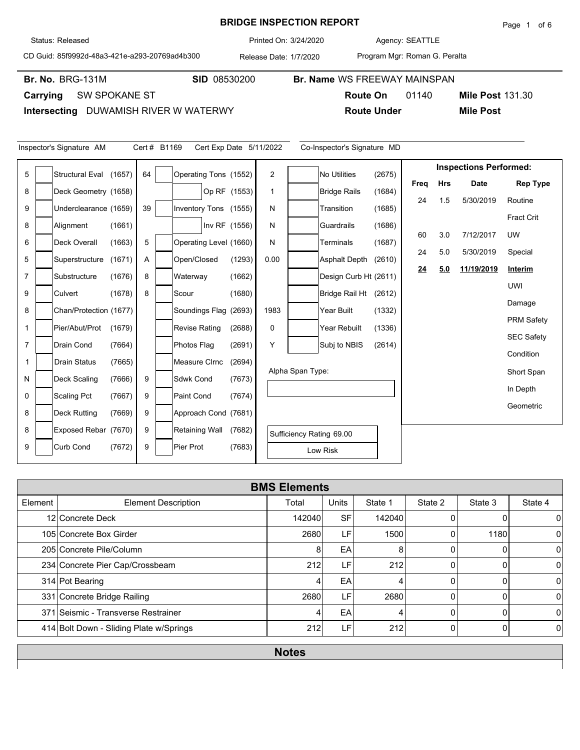# BRIDGE INSPECTION REPORT

Status: Released | Printed On: 3/24/2020 | Agency: SEATTLE

CD Guid: 85f9992d-48a3-421e-a293-20769ad4b300 | Release Date: 1/7/2020 | Program Mgr: Roman G. Peralta

**Br. No.** BRG-131M **SID** 08530200 **Br. Name** WS FREEWAY MAINSPAN

**Carrying** SW SPOKANE ST **Route On** 01140 **Mile Post** 131.30

**Intersecting** DUWAMISH RIVER W WATERWY **Route Under** **Mile Post**

Inspector's Signature AM Cert # B1169 Cert Exp Date 5/11/2022 Co-Inspector's Signature MD

| Value | Item | Code | Value | Item | Code | Value | Item | Code |
|---|---|---|---|---|---|---|---|---|
| 5 | Structural Eval | (1657) | 64 | Operating Tons | (1552) | 2 | No Utilities | (2675) |
| 8 | Deck Geometry | (1658) | | Op RF | (1553) | 1 | Bridge Rails | (1684) |
| 9 | Underclearance | (1659) | 39 | Inventory Tons | (1555) | N | Transition | (1685) |
| 8 | Alignment | (1661) | | Inv RF | (1556) | N | Guardrails | (1686) |
| 6 | Deck Overall | (1663) | 5 | Operating Level | (1660) | N | Terminals | (1687) |
| 5 | Superstructure | (1671) | A | Open/Closed | (1293) | 0.00 | Asphalt Depth | (2610) |
| 7 | Substructure | (1676) | 8 | Waterway | (1662) | | Design Curb Ht | (2611) |
| 9 | Culvert | (1678) | 8 | Scour | (1680) | | Bridge Rail Ht | (2612) |
| 8 | Chan/Protection | (1677) | | Soundings Flag | (2693) | 1983 | Year Built | (1332) |
| 1 | Pier/Abut/Prot | (1679) | | Revise Rating | (2688) | 0 | Year Rebuilt | (1336) |
| 7 | Drain Cond | (7664) | | Photos Flag | (2691) | Y | Subj to NBIS | (2614) |
| 1 | Drain Status | (7665) | | Measure Clrnc | (2694) | | | |
| N | Deck Scaling | (7666) | 9 | Sdwk Cond | (7673) | | | |
| 0 | Scaling Pct | (7667) | 9 | Paint Cond | (7674) | | | |
| 8 | Deck Rutting | (7669) | 9 | Approach Cond | (7681) | | | |
| 8 | Exposed Rebar | (7670) | 9 | Retaining Wall | (7682) | | | |
| 9 | Curb Cond | (7672) | 9 | Pier Prot | (7683) | | | |

Alpha Span Type:

Sufficiency Rating 69.00

Low Risk

**Inspections Performed:**

| Freq | Hrs | Date | Rep Type |
|---|---|---|---|
| 24 | 1.5 | 5/30/2019 | Routine |
| | | | Fract Crit |
| 60 | 3.0 | 7/12/2017 | UW |
| 24 | 5.0 | 5/30/2019 | Special |
| **24** | **5.0** | **11/19/2019** | **Interim** |
| | | | UWI |
| | | | Damage |
| | | | PRM Safety |
| | | | SEC Safety |
| | | | Condition |
| | | | Short Span |
| | | | In Depth |
| | | | Geometric |

## BMS Elements

| Element | Element Description | Total | Units | State 1 | State 2 | State 3 | State 4 |
|---|---|---|---|---|---|---|---|
| 12 | Concrete Deck | 142040 | SF | 142040 | 0 | 0 | 0 |
| 105 | Concrete Box Girder | 2680 | LF | 1500 | 0 | 1180 | 0 |
| 205 | Concrete Pile/Column | 8 | EA | 8 | 0 | 0 | 0 |
| 234 | Concrete Pier Cap/Crossbeam | 212 | LF | 212 | 0 | 0 | 0 |
| 314 | Pot Bearing | 4 | EA | 4 | 0 | 0 | 0 |
| 331 | Concrete Bridge Railing | 2680 | LF | 2680 | 0 | 0 | 0 |
| 371 | Seismic - Transverse Restrainer | 4 | EA | 4 | 0 | 0 | 0 |
| 414 | Bolt Down - Sliding Plate w/Springs | 212 | LF | 212 | 0 | 0 | 0 |

## Notes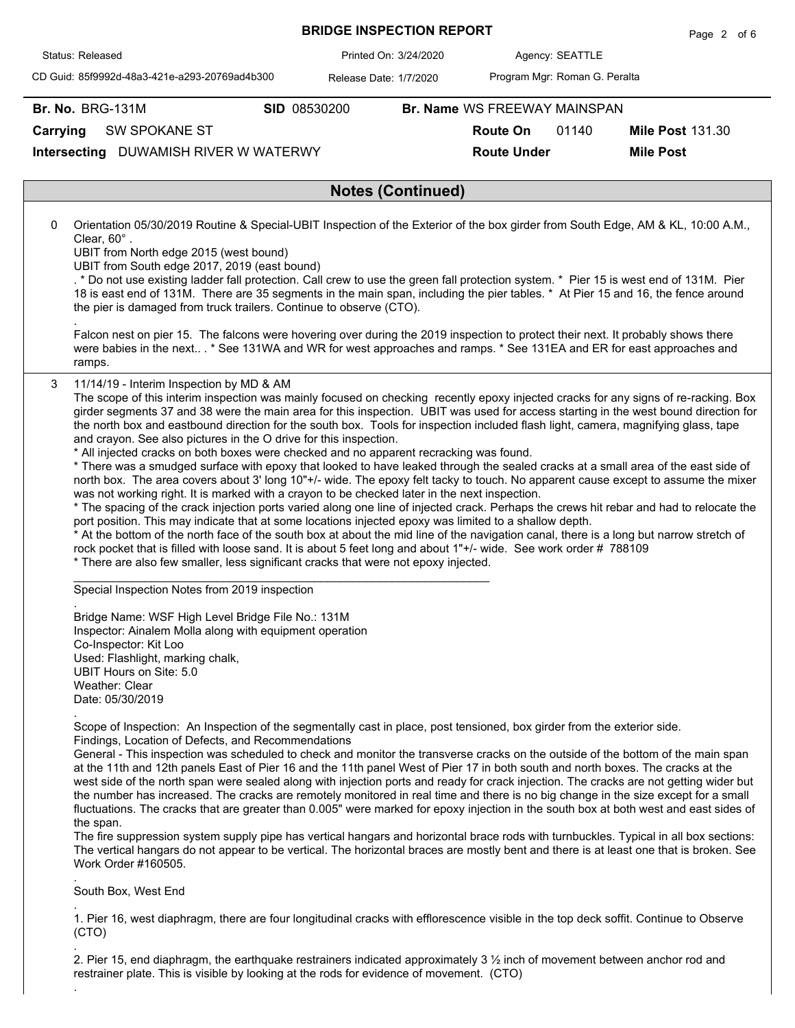# BRIDGE INSPECTION REPORT

Status: Released | Printed On: 3/24/2020 | Agency: SEATTLE

CD Guid: 85f9992d-48a3-421e-a293-20769ad4b300 | Release Date: 1/7/2020 | Program Mgr: Roman G. Peralta

**Br. No.** BRG-131M **SID** 08530200 **Br. Name** WS FREEWAY MAINSPAN

**Carrying** SW SPOKANE ST **Route On** 01140 **Mile Post** 131.30

**Intersecting** DUWAMISH RIVER W WATERWY **Route Under** **Mile Post**

## Notes (Continued)

0 Orientation 05/30/2019 Routine & Special-UBIT Inspection of the Exterior of the box girder from South Edge, AM & KL, 10:00 A.M., Clear, 60° .
UBIT from North edge 2015 (west bound)
UBIT from South edge 2017, 2019 (east bound)
. * Do not use existing ladder fall protection. Call crew to use the green fall protection system. * Pier 15 is west end of 131M. Pier 18 is east end of 131M. There are 35 segments in the main span, including the pier tables. * At Pier 15 and 16, the fence around the pier is damaged from truck trailers. Continue to observe (CTO).

.

Falcon nest on pier 15. The falcons were hovering over during the 2019 inspection to protect their next. It probably shows there were babies in the next.. . * See 131WA and WR for west approaches and ramps. * See 131EA and ER for east approaches and ramps.

3 11/14/19 - Interim Inspection by MD & AM
The scope of this interim inspection was mainly focused on checking recently epoxy injected cracks for any signs of re-racking. Box girder segments 37 and 38 were the main area for this inspection. UBIT was used for access starting in the west bound direction for the north box and eastbound direction for the south box. Tools for inspection included flash light, camera, magnifying glass, tape and crayon. See also pictures in the O drive for this inspection.
* All injected cracks on both boxes were checked and no apparent recracking was found.
* There was a smudged surface with epoxy that looked to have leaked through the sealed cracks at a small area of the east side of north box. The area covers about 3' long 10"+/- wide. The epoxy felt tacky to touch. No apparent cause except to assume the mixer was not working right. It is marked with a crayon to be checked later in the next inspection.
* The spacing of the crack injection ports varied along one line of injected crack. Perhaps the crews hit rebar and had to relocate the port position. This may indicate that at some locations injected epoxy was limited to a shallow depth.
* At the bottom of the north face of the south box at about the mid line of the navigation canal, there is a long but narrow stretch of rock pocket that is filled with loose sand. It is about 5 feet long and about 1"+/- wide. See work order # 788109
* There are also few smaller, less significant cracks that were not epoxy injected.

\_\_\_\_\_\_\_\_\_\_\_\_\_\_\_\_\_\_\_\_\_\_\_\_\_\_\_\_\_\_\_\_\_\_\_\_\_\_\_\_\_\_\_\_\_\_\_\_\_\_\_\_\_\_\_\_\_\_\_\_

Special Inspection Notes from 2019 inspection

.

Bridge Name: WSF High Level Bridge File No.: 131M
Inspector: Ainalem Molla along with equipment operation
Co-Inspector: Kit Loo
Used: Flashlight, marking chalk,
UBIT Hours on Site: 5.0
Weather: Clear
Date: 05/30/2019

.

Scope of Inspection: An Inspection of the segmentally cast in place, post tensioned, box girder from the exterior side.
Findings, Location of Defects, and Recommendations
General - This inspection was scheduled to check and monitor the transverse cracks on the outside of the bottom of the main span at the 11th and 12th panels East of Pier 16 and the 11th panel West of Pier 17 in both south and north boxes. The cracks at the west side of the north span were sealed along with injection ports and ready for crack injection. The cracks are not getting wider but the number has increased. The cracks are remotely monitored in real time and there is no big change in the size except for a small fluctuations. The cracks that are greater than 0.005" were marked for epoxy injection in the south box at both west and east sides of the span.
The fire suppression system supply pipe has vertical hangars and horizontal brace rods with turnbuckles. Typical in all box sections: The vertical hangars do not appear to be vertical. The horizontal braces are mostly bent and there is at least one that is broken. See Work Order #160505.

.

South Box, West End

.

1. Pier 16, west diaphragm, there are four longitudinal cracks with efflorescence visible in the top deck soffit. Continue to Observe (CTO)

.

2. Pier 15, end diaphragm, the earthquake restrainers indicated approximately 3 ½ inch of movement between anchor rod and restrainer plate. This is visible by looking at the rods for evidence of movement. (CTO)

.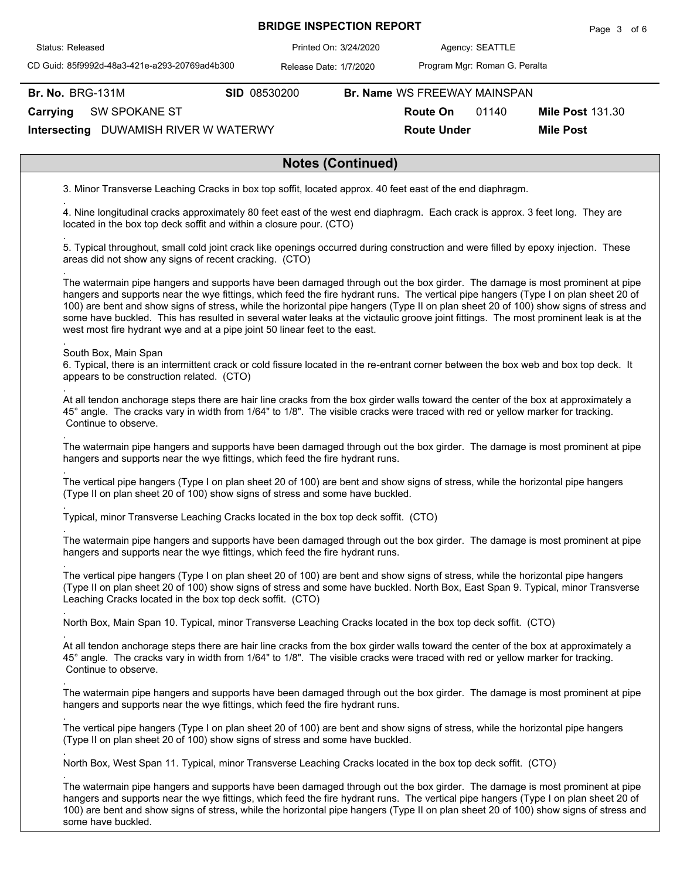**Br. No.** BRG-131M **SID** 08530200 **Br. Name** WS FREEWAY MAINSPAN

**Carrying** SW SPOKANE ST **Route On** 01140 **Mile Post** 131.30

**Intersecting** DUWAMISH RIVER W WATERWY **Route Under** **Mile Post**

## Notes (Continued)

3. Minor Transverse Leaching Cracks in box top soffit, located approx. 40 feet east of the end diaphragm.

.

4. Nine longitudinal cracks approximately 80 feet east of the west end diaphragm. Each crack is approx. 3 feet long. They are located in the box top deck soffit and within a closure pour. (CTO)

.

5. Typical throughout, small cold joint crack like openings occurred during construction and were filled by epoxy injection. These areas did not show any signs of recent cracking. (CTO)

.

The watermain pipe hangers and supports have been damaged through out the box girder. The damage is most prominent at pipe hangers and supports near the wye fittings, which feed the fire hydrant runs. The vertical pipe hangers (Type I on plan sheet 20 of 100) are bent and show signs of stress, while the horizontal pipe hangers (Type II on plan sheet 20 of 100) show signs of stress and some have buckled. This has resulted in several water leaks at the victaulic groove joint fittings. The most prominent leak is at the west most fire hydrant wye and at a pipe joint 50 linear feet to the east.

.

South Box, Main Span

6. Typical, there is an intermittent crack or cold fissure located in the re-entrant corner between the box web and box top deck. It appears to be construction related. (CTO)

.

At all tendon anchorage steps there are hair line cracks from the box girder walls toward the center of the box at approximately a 45° angle. The cracks vary in width from 1/64" to 1/8". The visible cracks were traced with red or yellow marker for tracking. Continue to observe.

.

The watermain pipe hangers and supports have been damaged through out the box girder. The damage is most prominent at pipe hangers and supports near the wye fittings, which feed the fire hydrant runs.

.

The vertical pipe hangers (Type I on plan sheet 20 of 100) are bent and show signs of stress, while the horizontal pipe hangers (Type II on plan sheet 20 of 100) show signs of stress and some have buckled.

.

Typical, minor Transverse Leaching Cracks located in the box top deck soffit. (CTO)

.

The watermain pipe hangers and supports have been damaged through out the box girder. The damage is most prominent at pipe hangers and supports near the wye fittings, which feed the fire hydrant runs.

.

The vertical pipe hangers (Type I on plan sheet 20 of 100) are bent and show signs of stress, while the horizontal pipe hangers (Type II on plan sheet 20 of 100) show signs of stress and some have buckled. North Box, East Span 9. Typical, minor Transverse Leaching Cracks located in the box top deck soffit. (CTO)

.

North Box, Main Span 10. Typical, minor Transverse Leaching Cracks located in the box top deck soffit. (CTO)

.

At all tendon anchorage steps there are hair line cracks from the box girder walls toward the center of the box at approximately a 45° angle. The cracks vary in width from 1/64" to 1/8". The visible cracks were traced with red or yellow marker for tracking. Continue to observe.

.

The watermain pipe hangers and supports have been damaged through out the box girder. The damage is most prominent at pipe hangers and supports near the wye fittings, which feed the fire hydrant runs.

.

The vertical pipe hangers (Type I on plan sheet 20 of 100) are bent and show signs of stress, while the horizontal pipe hangers (Type II on plan sheet 20 of 100) show signs of stress and some have buckled.

.

North Box, West Span 11. Typical, minor Transverse Leaching Cracks located in the box top deck soffit. (CTO)

.

The watermain pipe hangers and supports have been damaged through out the box girder. The damage is most prominent at pipe hangers and supports near the wye fittings, which feed the fire hydrant runs. The vertical pipe hangers (Type I on plan sheet 20 of 100) are bent and show signs of stress, while the horizontal pipe hangers (Type II on plan sheet 20 of 100) show signs of stress and some have buckled.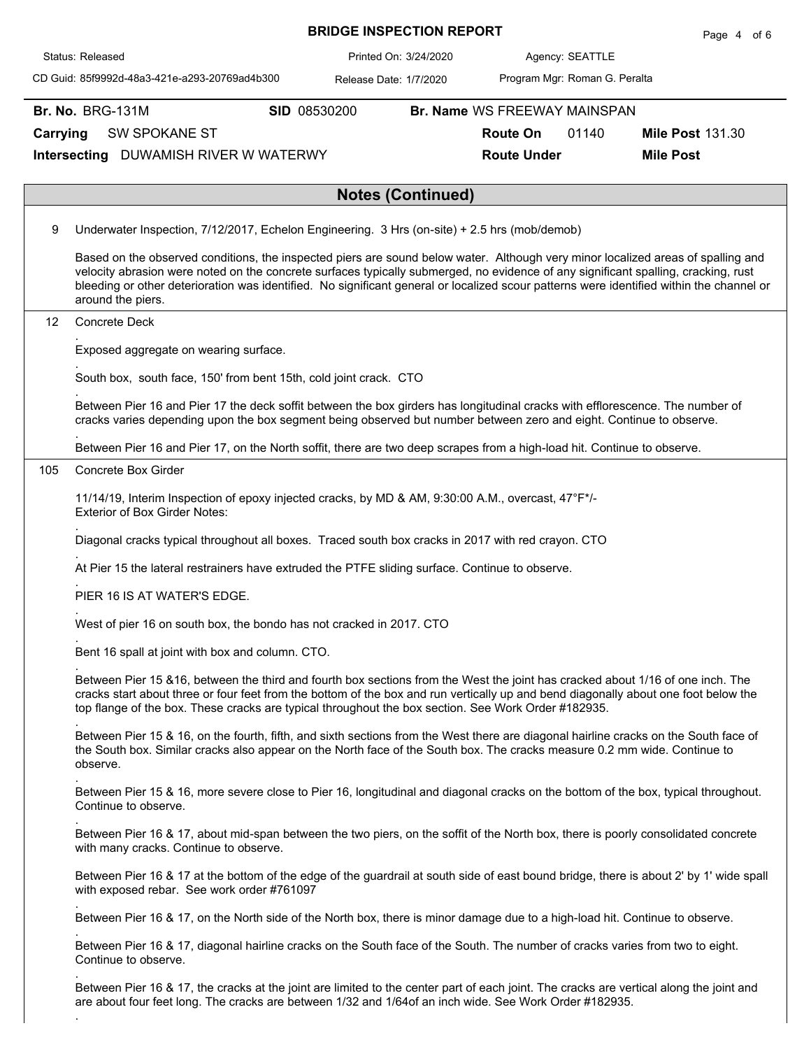# BRIDGE INSPECTION REPORT

Status: Released | Printed On: 3/24/2020 | Agency: SEATTLE

CD Guid: 85f9992d-48a3-421e-a293-20769ad4b300 | Release Date: 1/7/2020 | Program Mgr: Roman G. Peralta

**Br. No.** BRG-131M **SID** 08530200 **Br. Name** WS FREEWAY MAINSPAN

**Carrying** SW SPOKANE ST **Route On** 01140 **Mile Post** 131.30

**Intersecting** DUWAMISH RIVER W WATERWY **Route Under** **Mile Post**

## Notes (Continued)

**9** Underwater Inspection, 7/12/2017, Echelon Engineering. 3 Hrs (on-site) + 2.5 hrs (mob/demob)

Based on the observed conditions, the inspected piers are sound below water. Although very minor localized areas of spalling and velocity abrasion were noted on the concrete surfaces typically submerged, no evidence of any significant spalling, cracking, rust bleeding or other deterioration was identified. No significant general or localized scour patterns were identified within the channel or around the piers.

**12** Concrete Deck

.
Exposed aggregate on wearing surface.

.
South box, south face, 150' from bent 15th, cold joint crack. CTO

.
Between Pier 16 and Pier 17 the deck soffit between the box girders has longitudinal cracks with efflorescence. The number of cracks varies depending upon the box segment being observed but number between zero and eight. Continue to observe.

.
Between Pier 16 and Pier 17, on the North soffit, there are two deep scrapes from a high-load hit. Continue to observe.

**105** Concrete Box Girder

11/14/19, Interim Inspection of epoxy injected cracks, by MD & AM, 9:30:00 A.M., overcast, 47°F*/-
Exterior of Box Girder Notes:

.
Diagonal cracks typical throughout all boxes. Traced south box cracks in 2017 with red crayon. CTO

.
At Pier 15 the lateral restrainers have extruded the PTFE sliding surface. Continue to observe.

.
PIER 16 IS AT WATER'S EDGE.

.
West of pier 16 on south box, the bondo has not cracked in 2017. CTO

.
Bent 16 spall at joint with box and column. CTO.

.
Between Pier 15 &16, between the third and fourth box sections from the West the joint has cracked about 1/16 of one inch. The cracks start about three or four feet from the bottom of the box and run vertically up and bend diagonally about one foot below the top flange of the box. These cracks are typical throughout the box section. See Work Order #182935.

.
Between Pier 15 & 16, on the fourth, fifth, and sixth sections from the West there are diagonal hairline cracks on the South face of the South box. Similar cracks also appear on the North face of the South box. The cracks measure 0.2 mm wide. Continue to observe.

.
Between Pier 15 & 16, more severe close to Pier 16, longitudinal and diagonal cracks on the bottom of the box, typical throughout. Continue to observe.

.
Between Pier 16 & 17, about mid-span between the two piers, on the soffit of the North box, there is poorly consolidated concrete with many cracks. Continue to observe.

Between Pier 16 & 17 at the bottom of the edge of the guardrail at south side of east bound bridge, there is about 2' by 1' wide spall with exposed rebar. See work order #761097

.
Between Pier 16 & 17, on the North side of the North box, there is minor damage due to a high-load hit. Continue to observe.

.
Between Pier 16 & 17, diagonal hairline cracks on the South face of the South. The number of cracks varies from two to eight. Continue to observe.

.
Between Pier 16 & 17, the cracks at the joint are limited to the center part of each joint. The cracks are vertical along the joint and are about four feet long. The cracks are between 1/32 and 1/64of an inch wide. See Work Order #182935.

.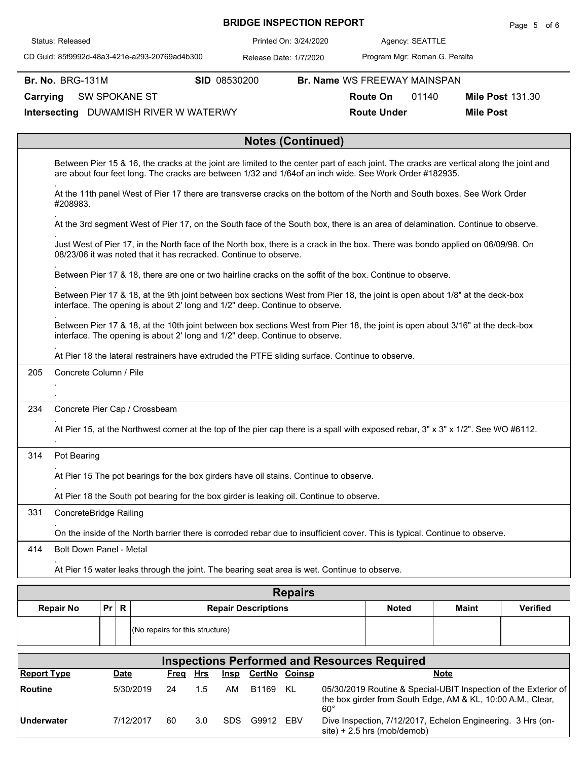# BRIDGE INSPECTION REPORT

Status: Released | Printed On: 3/24/2020 | Agency: SEATTLE

CD Guid: 85f9992d-48a3-421e-a293-20769ad4b300 | Release Date: 1/7/2020 | Program Mgr: Roman G. Peralta

**Br. No.** BRG-131M **SID** 08530200 **Br. Name** WS FREEWAY MAINSPAN

**Carrying** SW SPOKANE ST **Route On** 01140 **Mile Post** 131.30

**Intersecting** DUWAMISH RIVER W WATERWY **Route Under** **Mile Post**

## Notes (Continued)

Between Pier 15 & 16, the cracks at the joint are limited to the center part of each joint. The cracks are vertical along the joint and are about four feet long. The cracks are between 1/32 and 1/64of an inch wide. See Work Order #182935.

.

At the 11th panel West of Pier 17 there are transverse cracks on the bottom of the North and South boxes. See Work Order #208983.

.

At the 3rd segment West of Pier 17, on the South face of the South box, there is an area of delamination. Continue to observe.

.

Just West of Pier 17, in the North face of the North box, there is a crack in the box. There was bondo applied on 06/09/98. On 08/23/06 it was noted that it has recracked. Continue to observe.

.

Between Pier 17 & 18, there are one or two hairline cracks on the soffit of the box. Continue to observe.

.

Between Pier 17 & 18, at the 9th joint between box sections West from Pier 18, the joint is open about 1/8" at the deck-box interface. The opening is about 2' long and 1/2" deep. Continue to observe.

.

Between Pier 17 & 18, at the 10th joint between box sections West from Pier 18, the joint is open about 3/16" at the deck-box interface. The opening is about 2' long and 1/2" deep. Continue to observe.

.

At Pier 18 the lateral restrainers have extruded the PTFE sliding surface. Continue to observe.

**205** Concrete Column / Pile

.

.

**234** Concrete Pier Cap / Crossbeam

.

At Pier 15, at the Northwest corner at the top of the pier cap there is a spall with exposed rebar, 3" x 3" x 1/2". See WO #6112.

.

**314** Pot Bearing

.

At Pier 15 The pot bearings for the box girders have oil stains. Continue to observe.

.

At Pier 18 the South pot bearing for the box girder is leaking oil. Continue to observe.

**331** ConcreteBridge Railing

.

On the inside of the North barrier there is corroded rebar due to insufficient cover. This is typical. Continue to observe.

**414** Bolt Down Panel - Metal

.

At Pier 15 water leaks through the joint. The bearing seat area is wet. Continue to observe.

## Repairs

| Repair No | Pr | R | Repair Descriptions | Noted | Maint | Verified |
|---|---|---|---|---|---|---|
| | | | (No repairs for this structure) | | | |

## Inspections Performed and Resources Required

| Report Type | Date | Freq | Hrs | Insp | CertNo | Coinsp | Note |
|---|---|---|---|---|---|---|---|
| Routine | 5/30/2019 | 24 | 1.5 | AM | B1169 | KL | 05/30/2019 Routine & Special-UBIT Inspection of the Exterior of the box girder from South Edge, AM & KL, 10:00 A.M., Clear, 60° |
| Underwater | 7/12/2017 | 60 | 3.0 | SDS | G9912 | EBV | Dive Inspection, 7/12/2017, Echelon Engineering. 3 Hrs (on-site) + 2.5 hrs (mob/demob) |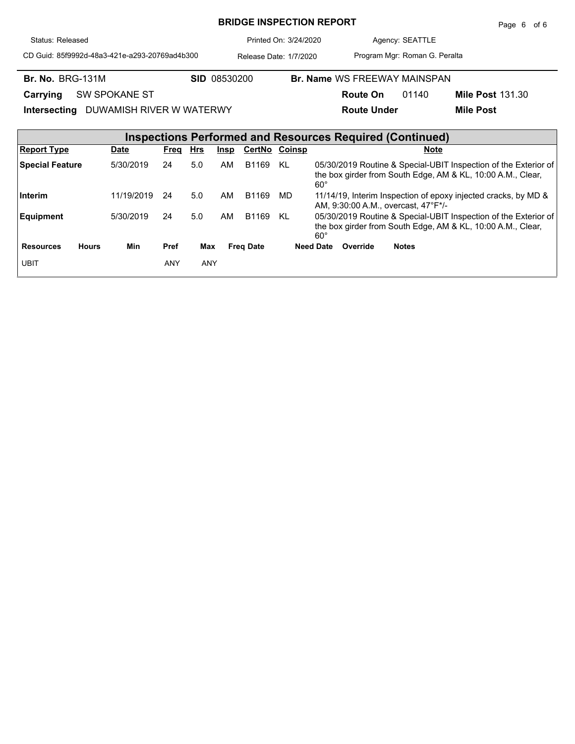# BRIDGE INSPECTION REPORT

Status: Released | Printed On: 3/24/2020 | Agency: SEATTLE

CD Guid: 85f9992d-48a3-421e-a293-20769ad4b300 | Release Date: 1/7/2020 | Program Mgr: Roman G. Peralta

**Br. No.** BRG-131M **SID** 08530200 **Br. Name** WS FREEWAY MAINSPAN

**Carrying** SW SPOKANE ST **Route On** 01140 **Mile Post** 131.30

**Intersecting** DUWAMISH RIVER W WATERWY **Route Under** **Mile Post**

## Inspections Performed and Resources Required (Continued)

| Report Type | Date | Freq | Hrs | Insp | CertNo | Coinsp | Note |
|---|---|---|---|---|---|---|---|
| **Special Feature** | 5/30/2019 | 24 | 5.0 | AM | B1169 | KL | 05/30/2019 Routine & Special-UBIT Inspection of the Exterior of the box girder from South Edge, AM & KL, 10:00 A.M., Clear, 60° |
| **Interim** | 11/19/2019 | 24 | 5.0 | AM | B1169 | MD | 11/14/19, Interim Inspection of epoxy injected cracks, by MD & AM, 9:30:00 A.M., overcast, 47°F*/- |
| **Equipment** | 5/30/2019 | 24 | 5.0 | AM | B1169 | KL | 05/30/2019 Routine & Special-UBIT Inspection of the Exterior of the box girder from South Edge, AM & KL, 10:00 A.M., Clear, 60° |

| Resources | Hours | Min | Pref | Max | Freq Date | Need Date | Override | Notes |
|---|---|---|---|---|---|---|---|---|
| UBIT | | | ANY | ANY | | | | |